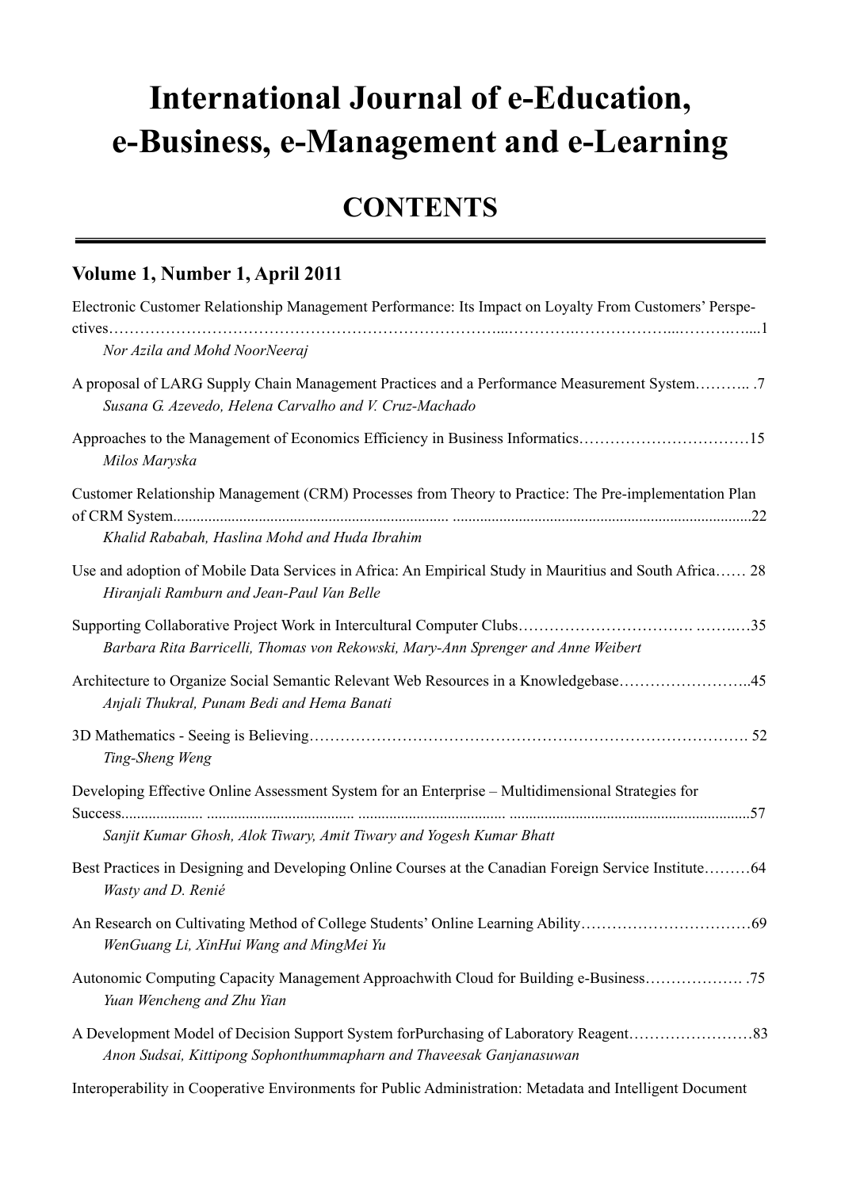# International Journal of e-Education, e-Business, e-Management and e-Learning

## CONTENTS

### Volume 1, Number 1, April 2011

Electronic Customer Relationship Management Performance: Its Impact on Loyalty From Customers' Perspectives……………………………………………………………...………….………………...……….…....1
*Nor Azila and Mohd NoorNeeraj*

A proposal of LARG Supply Chain Management Practices and a Performance Measurement System……….. .7
*Susana G. Azevedo, Helena Carvalho and V. Cruz-Machado*

Approaches to the Management of Economics Efficiency in Business Informatics……………………………15
*Milos Maryska*

Customer Relationship Management (CRM) Processes from Theory to Practice: The Pre-implementation Plan of CRM System...................................................................... ............................................................................22
*Khalid Rababah, Haslina Mohd and Huda Ibrahim*

Use and adoption of Mobile Data Services in Africa: An Empirical Study in Mauritius and South Africa…… 28
*Hiranjali Ramburn and Jean-Paul Van Belle*

Supporting Collaborative Project Work in Intercultural Computer Clubs……………………………. ……..…35
*Barbara Rita Barricelli, Thomas von Rekowski, Mary-Ann Sprenger and Anne Weibert*

Architecture to Organize Social Semantic Relevant Web Resources in a Knowledgebase……………………..45
*Anjali Thukral, Punam Bedi and Hema Banati*

3D Mathematics - Seeing is Believing……………………………………………………………………………. 52
*Ting-Sheng Weng*

Developing Effective Online Assessment System for an Enterprise – Multidimensional Strategies for Success.................... ...................................... ..................................... .............................................................57
*Sanjit Kumar Ghosh, Alok Tiwary, Amit Tiwary and Yogesh Kumar Bhatt*

Best Practices in Designing and Developing Online Courses at the Canadian Foreign Service Institute………64
*Wasty and D. Renié*

An Research on Cultivating Method of College Students' Online Learning Ability……………………………69
*WenGuang Li, XinHui Wang and MingMei Yu*

Autonomic Computing Capacity Management Approachwith Cloud for Building e-Business………………. .75
*Yuan Wencheng and Zhu Yian*

A Development Model of Decision Support System forPurchasing of Laboratory Reagent……………………83
*Anon Sudsai, Kittipong Sophonthummapharn and Thaveesak Ganjanasuwan*

Interoperability in Cooperative Environments for Public Administration: Metadata and Intelligent Document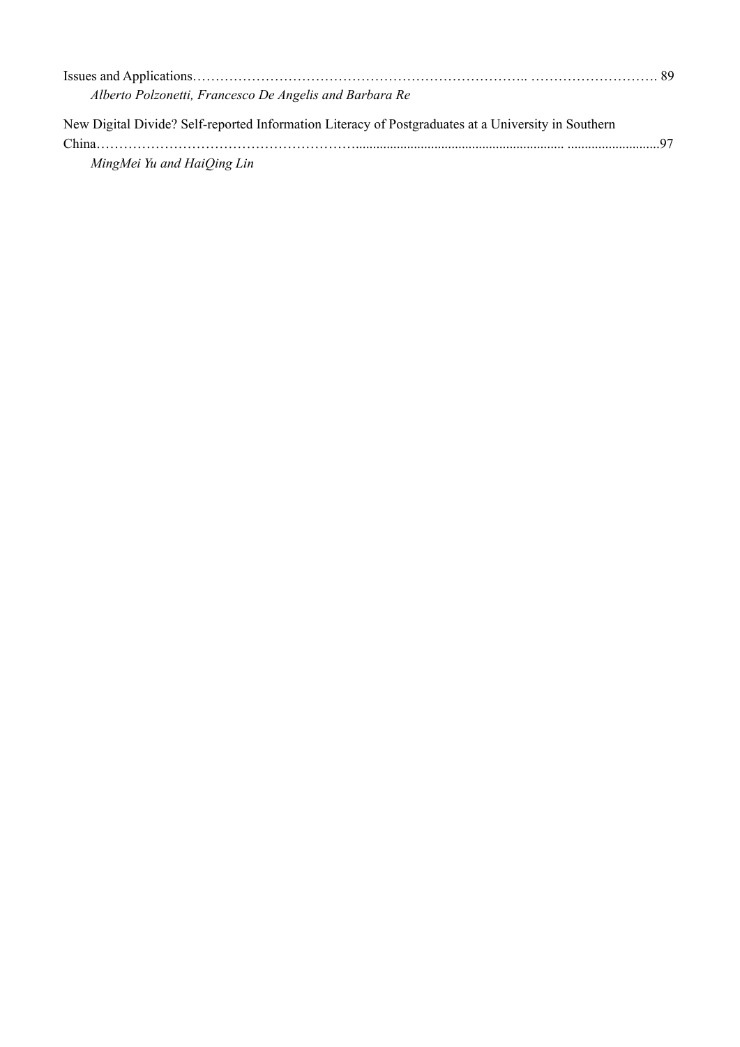Issues and Applications………………………………………………………………….. ………………………. 89
*Alberto Polzonetti, Francesco De Angelis and Barbara Re*

New Digital Divide? Self-reported Information Literacy of Postgraduates at a University in Southern China…………………………………………………........................................................................ ...........................97
*MingMei Yu and HaiQing Lin*